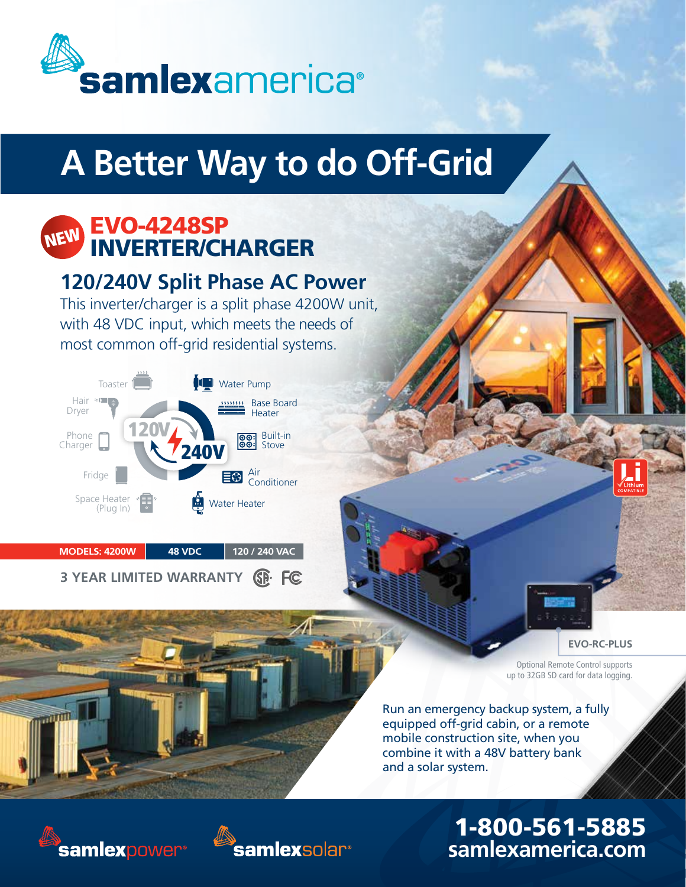# samlexamerica®

## A Better Way to do Off-Grid

### NEW EVO-4248SP INVERTER/CHARGER

### 120/240V Split Phase AC Power

This inverter/charger is a split phase 4200W unit, with 48 VDC input, which meets the needs of most common off-grid residential systems.

**120V:** Toaster, Hair Dryer, Phone Charger, Fridge, Space Heater (Plug In)

**240V:** Water Pump, Base Board Heater, Built-in Stove, Air Conditioner, Water Heater

| MODELS: 4200W | 48 VDC | 120 / 240 VAC |
|---|---|---|

**3 YEAR LIMITED WARRANTY**

Lithium COMPATIBLE

**EVO-RC-PLUS**

Optional Remote Control supports up to 32GB SD card for data logging.

Run an emergency backup system, a fully equipped off-grid cabin, or a remote mobile construction site, when you combine it with a 48V battery bank and a solar system.

samlexpower® samlexsolar®

**1-800-561-5885**
**samlexamerica.com**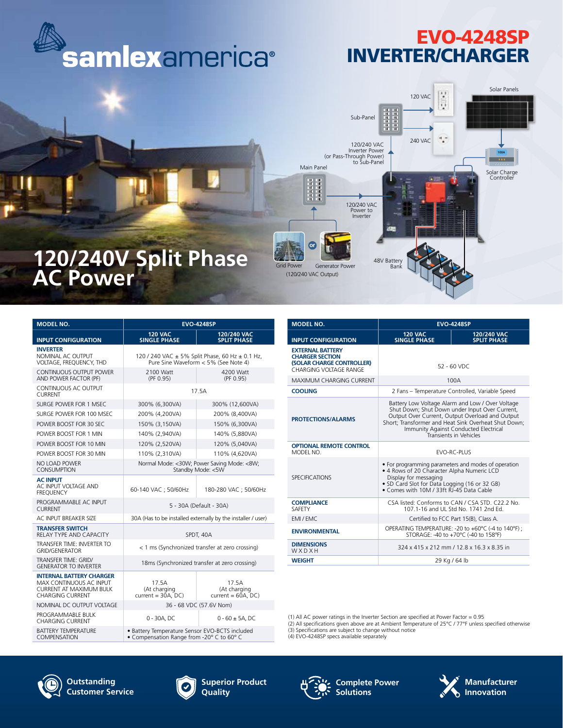# EVO-4248SP INVERTER/CHARGER

samlexamerica®

Solar Panels

120 VAC

Sub-Panel

240 VAC

120/240 VAC Inverter Power (or Pass-Through Power) to Sub-Panel

Main Panel

Solar Charge Controller

120/240 VAC Power to Inverter

Grid Power or Generator Power (120/240 VAC Output)

48V Battery Bank

## 120/240V Split Phase AC Power

| MODEL NO. | EVO-4248SP | |
|---|---|---|
| **INPUT CONFIGURATION** | **120 VAC SINGLE PHASE** | **120/240 VAC SPLIT PHASE** |
| **INVERTER** NOMINAL AC OUTPUT VOLTAGE, FREQUENCY, THD | 120 / 240 VAC ± 5% Split Phase, 60 Hz ± 0.1 Hz, Pure Sine Waveform < 5% (See Note 4) | |
| CONTINUOUS OUTPUT POWER AND POWER FACTOR (PF) | 2100 Watt (PF 0.95) | 4200 Watt (PF 0.95) |
| CONTINUOUS AC OUTPUT CURRENT | 17.5A | |
| SURGE POWER FOR 1 MSEC | 300% (6,300VA) | 300% (12,600VA) |
| SURGE POWER FOR 100 MSEC | 200% (4,200VA) | 200% (8,400VA) |
| POWER BOOST FOR 30 SEC | 150% (3,150VA) | 150% (6,300VA) |
| POWER BOOST FOR 1 MIN | 140% (2,940VA) | 140% (5,880VA) |
| POWER BOOST FOR 10 MIN | 120% (2,520VA) | 120% (5,040VA) |
| POWER BOOST FOR 30 MIN | 110% (2,310VA) | 110% (4,620VA) |
| NO LOAD POWER CONSUMPTION | Normal Mode: <30W; Power Saving Mode: <8W; Standby Mode: <5W | |
| **AC INPUT** AC INPUT VOLTAGE AND FREQUENCY | 60-140 VAC ; 50/60Hz | 180-280 VAC ; 50/60Hz |
| PROGRAMMABLE AC INPUT CURRENT | 5 - 30A (Default - 30A) | |
| AC INPUT BREAKER SIZE | 30A (Has to be installed externally by the installer / user) | |
| **TRANSFER SWITCH** RELAY TYPE AND CAPACITY | SPDT, 40A | |
| TRANSFER TIME: INVERTER TO GRID/GENERATOR | < 1 ms (Synchronized transfer at zero crossing) | |
| TRANSFER TIME: GRID/ GENERATOR TO INVERTER | 18ms (Synchronized transfer at zero crossing) | |
| **INTERNAL BATTERY CHARGER** MAX CONTINUOUS AC INPUT CURRENT AT MAXIMUM BULK CHARGING CURRENT | 17.5A (At charging current = 30A, DC) | 17.5A (At charging current = 60A, DC) |
| NOMINAL DC OUTPUT VOLTAGE | 36 - 68 VDC (57.6V Nom) | |
| PROGRAMMABLE BULK CHARGING CURRENT | 0 - 30A, DC | 0 - 60 ± 5A, DC |
| BATTERY TEMPERATURE COMPENSATION | • Battery Temperature Sensor EVO-BCTS included • Compensation Range from -20° C to 60° C | |

| MODEL NO. | EVO-4248SP | |
|---|---|---|
| **INPUT CONFIGURATION** | **120 VAC SINGLE PHASE** | **120/240 VAC SPLIT PHASE** |
| **EXTERNAL BATTERY CHARGER SECTION (SOLAR CHARGE CONTROLLER)** CHARGING VOLTAGE RANGE | 52 - 60 VDC | |
| MAXIMUM CHARGING CURRENT | 100A | |
| **COOLING** | 2 Fans – Temperature Controlled, Variable Speed | |
| **PROTECTIONS/ALARMS** | Battery Low Voltage Alarm and Low / Over Voltage Shut Down; Shut Down under Input Over Current, Output Over Current, Output Overload and Output Short; Transformer and Heat Sink Overheat Shut Down; Immunity Against Conducted Electrical Transients in Vehicles | |
| **OPTIONAL REMOTE CONTROL** MODEL NO. | EVO-RC-PLUS | |
| SPECIFICATIONS | • For programming parameters and modes of operation • 4 Rows of 20 Character Alpha Numeric LCD Display for messaging • SD Card Slot for Data Logging (16 or 32 GB) • Comes with 10M / 33ft RJ-45 Data Cable | |
| **COMPLIANCE** SAFETY | CSA listed: Conforms to CAN / CSA STD. C22.2 No. 107.1-16 and UL Std No. 1741 2nd Ed. | |
| EMI / EMC | Certified to FCC Part 15(B), Class A. | |
| **ENVIRONMENTAL** | OPERATING TEMPERATURE: -20 to +60°C (-4 to 140°F) ; STORAGE: -40 to +70°C (-40 to 158°F) | |
| **DIMENSIONS** W X D X H | 324 x 415 x 212 mm / 12.8 x 16.3 x 8.35 in | |
| **WEIGHT** | 29 Kg / 64 lb | |

(1) All AC power ratings in the Inverter Section are specified at Power Factor = 0.95
(2) All specifications given above are at Ambient Temperature of 25°C / 77°F unless specified otherwise
(3) Specifications are subject to change without notice
(4) EVO-4248SP specs available separately

**Outstanding Customer Service** | **Superior Product Quality** | **Complete Power Solutions** | **Manufacturer Innovation**